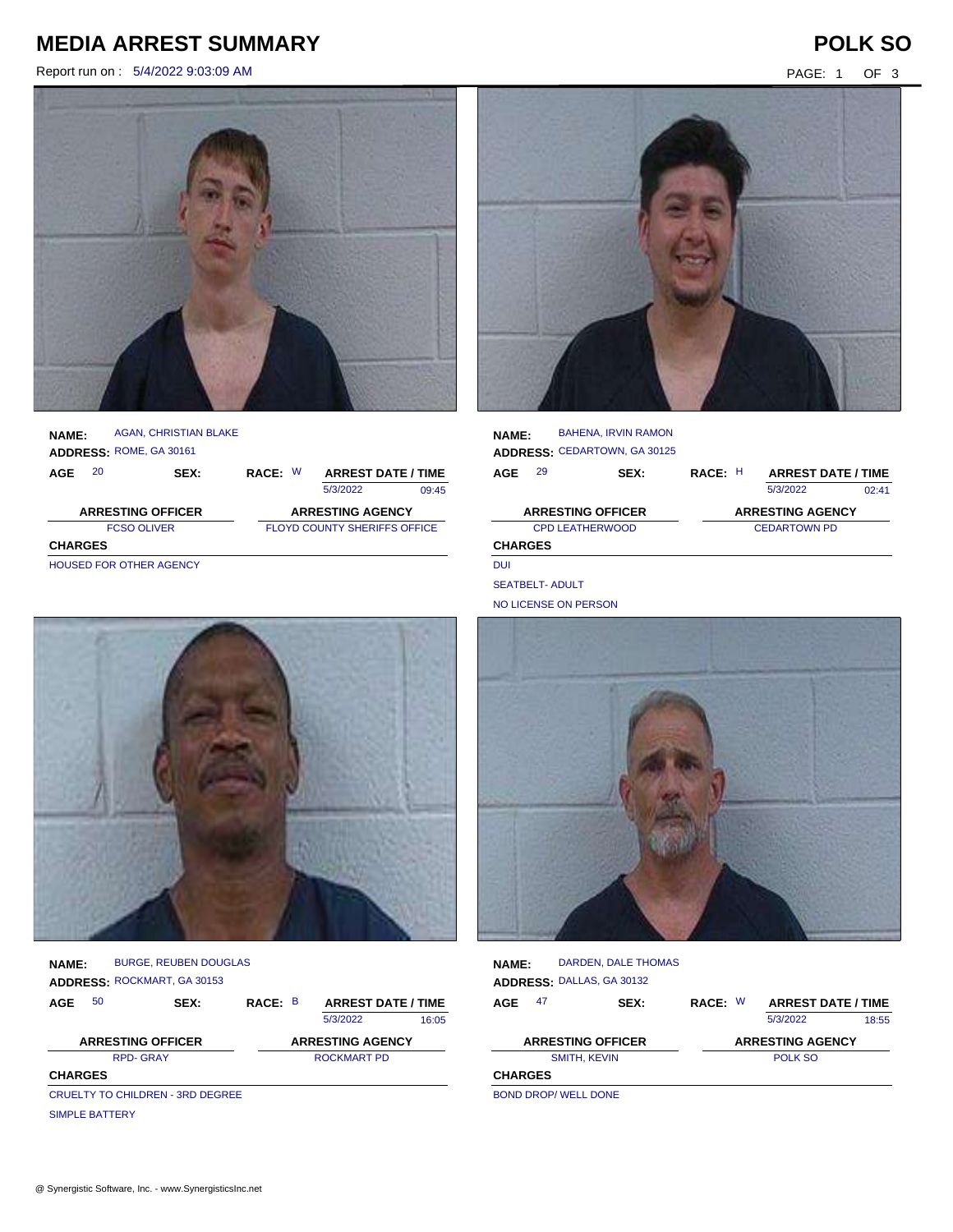# MEDIA ARREST SUMMARY

**POLK SO**

Report run on : 5/4/2022 9:03:09 AM

**NAME:** AGAN, CHRISTIAN BLAKE
**ADDRESS:** ROME, GA 30161

| AGE | SEX: | RACE: | ARREST DATE / TIME | |
|---|---|---|---|---|
| 20 | | W | 5/3/2022 | 09:45 |

| ARRESTING OFFICER | ARRESTING AGENCY |
|---|---|
| FCSO OLIVER | FLOYD COUNTY SHERIFFS OFFICE |

**CHARGES**

HOUSED FOR OTHER AGENCY

**NAME:** BAHENA, IRVIN RAMON
**ADDRESS:** CEDARTOWN, GA 30125

| AGE | SEX: | RACE: | ARREST DATE / TIME | |
|---|---|---|---|---|
| 29 | | H | 5/3/2022 | 02:41 |

| ARRESTING OFFICER | ARRESTING AGENCY |
|---|---|
| CPD LEATHERWOOD | CEDARTOWN PD |

**CHARGES**

DUI

SEATBELT- ADULT

NO LICENSE ON PERSON

**NAME:** BURGE, REUBEN DOUGLAS
**ADDRESS:** ROCKMART, GA 30153

| AGE | SEX: | RACE: | ARREST DATE / TIME | |
|---|---|---|---|---|
| 50 | | B | 5/3/2022 | 16:05 |

| ARRESTING OFFICER | ARRESTING AGENCY |
|---|---|
| RPD- GRAY | ROCKMART PD |

**CHARGES**

CRUELTY TO CHILDREN - 3RD DEGREE

SIMPLE BATTERY

**NAME:** DARDEN, DALE THOMAS
**ADDRESS:** DALLAS, GA 30132

| AGE | SEX: | RACE: | ARREST DATE / TIME | |
|---|---|---|---|---|
| 47 | | W | 5/3/2022 | 18:55 |

| ARRESTING OFFICER | ARRESTING AGENCY |
|---|---|
| SMITH, KEVIN | POLK SO |

**CHARGES**

BOND DROP/ WELL DONE

@ Synergistic Software, Inc. - www.SynergisticsInc.net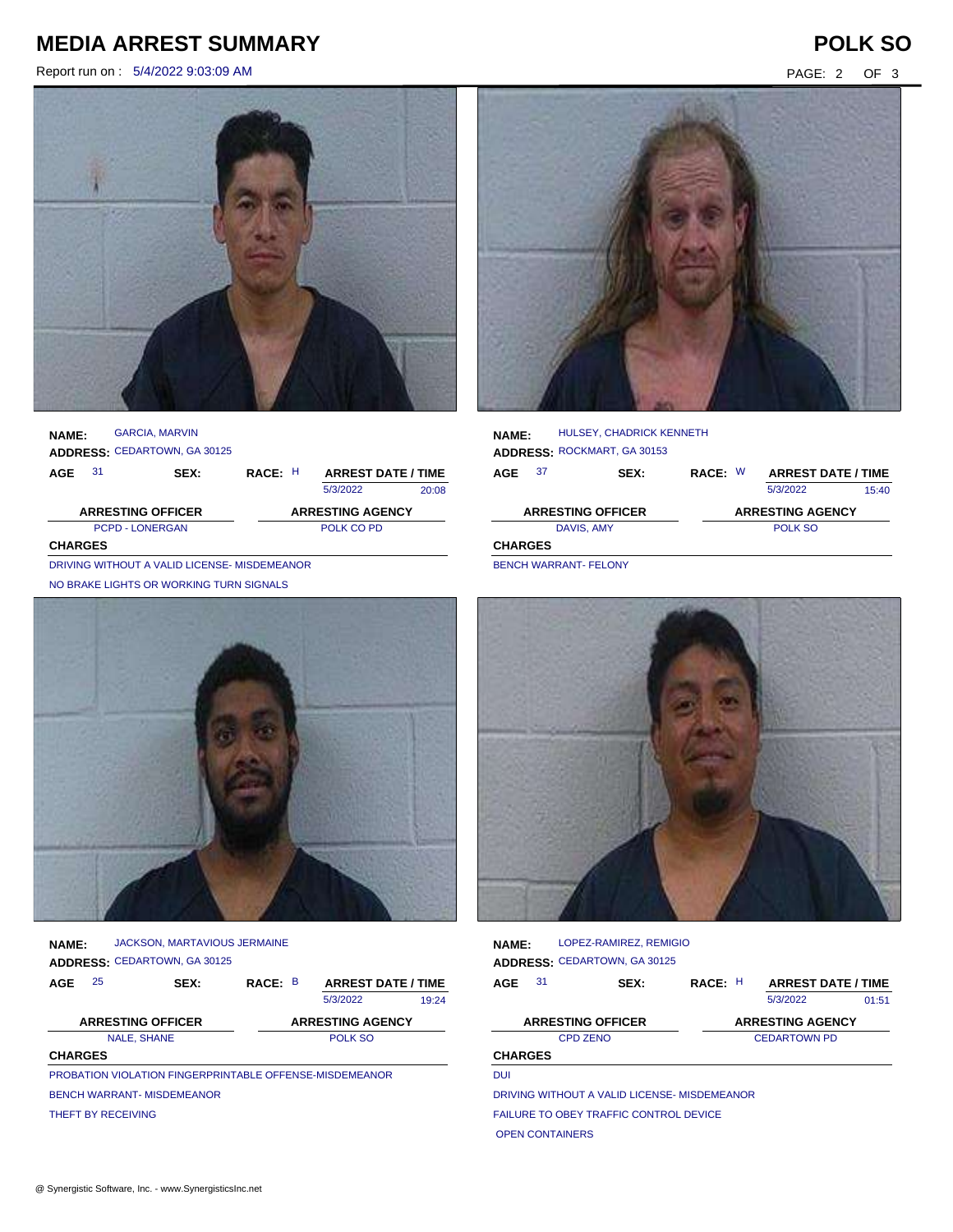# MEDIA ARREST SUMMARY

**POLK SO**

Report run on : 5/4/2022 9:03:09 AM

**NAME:** GARCIA, MARVIN
**ADDRESS:** CEDARTOWN, GA 30125

| AGE | SEX: | RACE: | ARREST DATE / TIME | |
|---|---|---|---|---|
| 31 | | H | 5/3/2022 | 20:08 |

| ARRESTING OFFICER | ARRESTING AGENCY |
|---|---|
| PCPD - LONERGAN | POLK CO PD |

**CHARGES**

DRIVING WITHOUT A VALID LICENSE- MISDEMEANOR
NO BRAKE LIGHTS OR WORKING TURN SIGNALS

**NAME:** HULSEY, CHADRICK KENNETH
**ADDRESS:** ROCKMART, GA 30153

| AGE | SEX: | RACE: | ARREST DATE / TIME | |
|---|---|---|---|---|
| 37 | | W | 5/3/2022 | 15:40 |

| ARRESTING OFFICER | ARRESTING AGENCY |
|---|---|
| DAVIS, AMY | POLK SO |

**CHARGES**

BENCH WARRANT- FELONY

**NAME:** JACKSON, MARTAVIOUS JERMAINE
**ADDRESS:** CEDARTOWN, GA 30125

| AGE | SEX: | RACE: | ARREST DATE / TIME | |
|---|---|---|---|---|
| 25 | | B | 5/3/2022 | 19:24 |

| ARRESTING OFFICER | ARRESTING AGENCY |
|---|---|
| NALE, SHANE | POLK SO |

**CHARGES**

PROBATION VIOLATION FINGERPRINTABLE OFFENSE-MISDEMEANOR
BENCH WARRANT- MISDEMEANOR
THEFT BY RECEIVING

**NAME:** LOPEZ-RAMIREZ, REMIGIO
**ADDRESS:** CEDARTOWN, GA 30125

| AGE | SEX: | RACE: | ARREST DATE / TIME | |
|---|---|---|---|---|
| 31 | | H | 5/3/2022 | 01:51 |

| ARRESTING OFFICER | ARRESTING AGENCY |
|---|---|
| CPD ZENO | CEDARTOWN PD |

**CHARGES**

DUI
DRIVING WITHOUT A VALID LICENSE- MISDEMEANOR
FAILURE TO OBEY TRAFFIC CONTROL DEVICE
OPEN CONTAINERS

@ Synergistic Software, Inc. - www.SynergisticsInc.net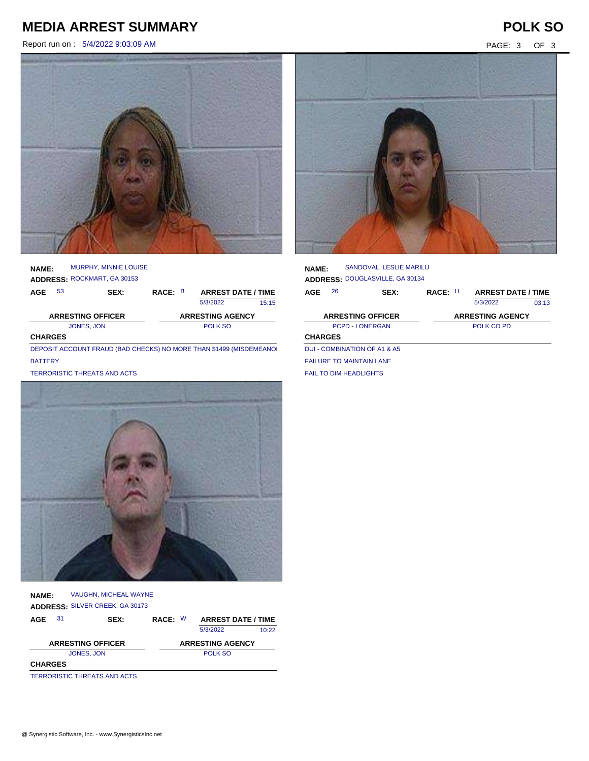# MEDIA ARREST SUMMARY

**POLK SO**

Report run on : 5/4/2022 9:03:09 AM

**NAME:** MURPHY, MINNIE LOUISE

**ADDRESS:** ROCKMART, GA 30153

| AGE | SEX: | RACE: | ARREST DATE / TIME | |
|---|---|---|---|---|
| 53 | | B | 5/3/2022 | 15:15 |

| ARRESTING OFFICER | ARRESTING AGENCY |
|---|---|
| JONES, JON | POLK SO |

**CHARGES**

DEPOSIT ACCOUNT FRAUD (BAD CHECKS) NO MORE THAN $1499 (MISDEMEANOI

BATTERY

TERRORISTIC THREATS AND ACTS

**NAME:** SANDOVAL, LESLIE MARILU

**ADDRESS:** DOUGLASVILLE, GA 30134

| AGE | SEX: | RACE: | ARREST DATE / TIME | |
|---|---|---|---|---|
| 26 | | H | 5/3/2022 | 03:13 |

| ARRESTING OFFICER | ARRESTING AGENCY |
|---|---|
| PCPD - LONERGAN | POLK CO PD |

**CHARGES**

DUI - COMBINATION OF A1 & A5

FAILURE TO MAINTAIN LANE

FAIL TO DIM HEADLIGHTS

**NAME:** VAUGHN, MICHEAL WAYNE

**ADDRESS:** SILVER CREEK, GA 30173

| AGE | SEX: | RACE: | ARREST DATE / TIME | |
|---|---|---|---|---|
| 31 | | W | 5/3/2022 | 10:22 |

| ARRESTING OFFICER | ARRESTING AGENCY |
|---|---|
| JONES, JON | POLK SO |

**CHARGES**

TERRORISTIC THREATS AND ACTS

@ Synergistic Software, Inc. - www.SynergisticsInc.net